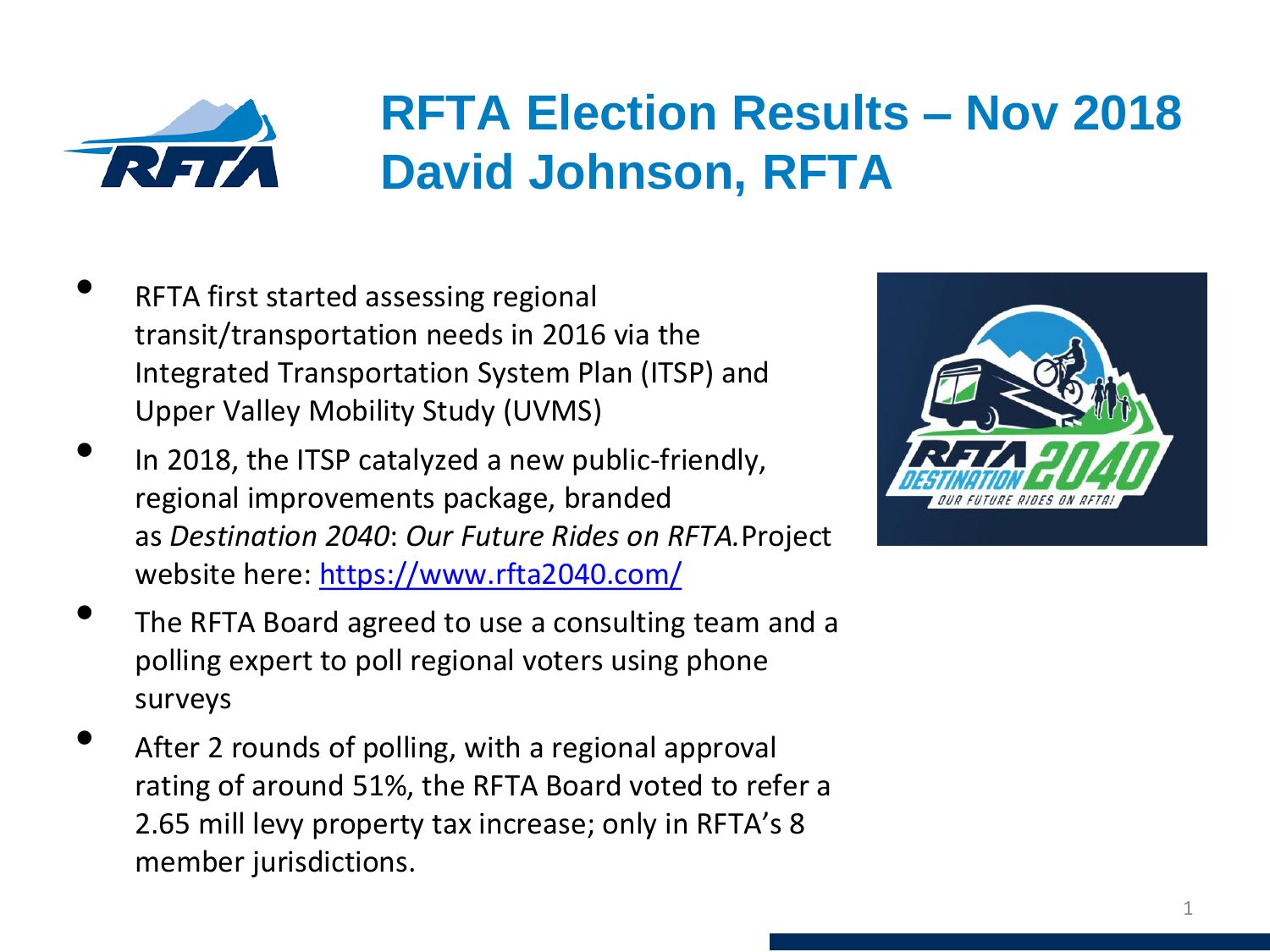# RFTA Election Results – Nov 2018
# David Johnson, RFTA

- RFTA first started assessing regional transit/transportation needs in 2016 via the Integrated Transportation System Plan (ITSP) and Upper Valley Mobility Study (UVMS)
- In 2018, the ITSP catalyzed a new public-friendly, regional improvements package, branded as *Destination 2040*: *Our Future Rides on RFTA.* Project website here: [https://www.rfta2040.com/](https://www.rfta2040.com/)
- The RFTA Board agreed to use a consulting team and a polling expert to poll regional voters using phone surveys
- After 2 rounds of polling, with a regional approval rating of around 51%, the RFTA Board voted to refer a 2.65 mill levy property tax increase; only in RFTA's 8 member jurisdictions.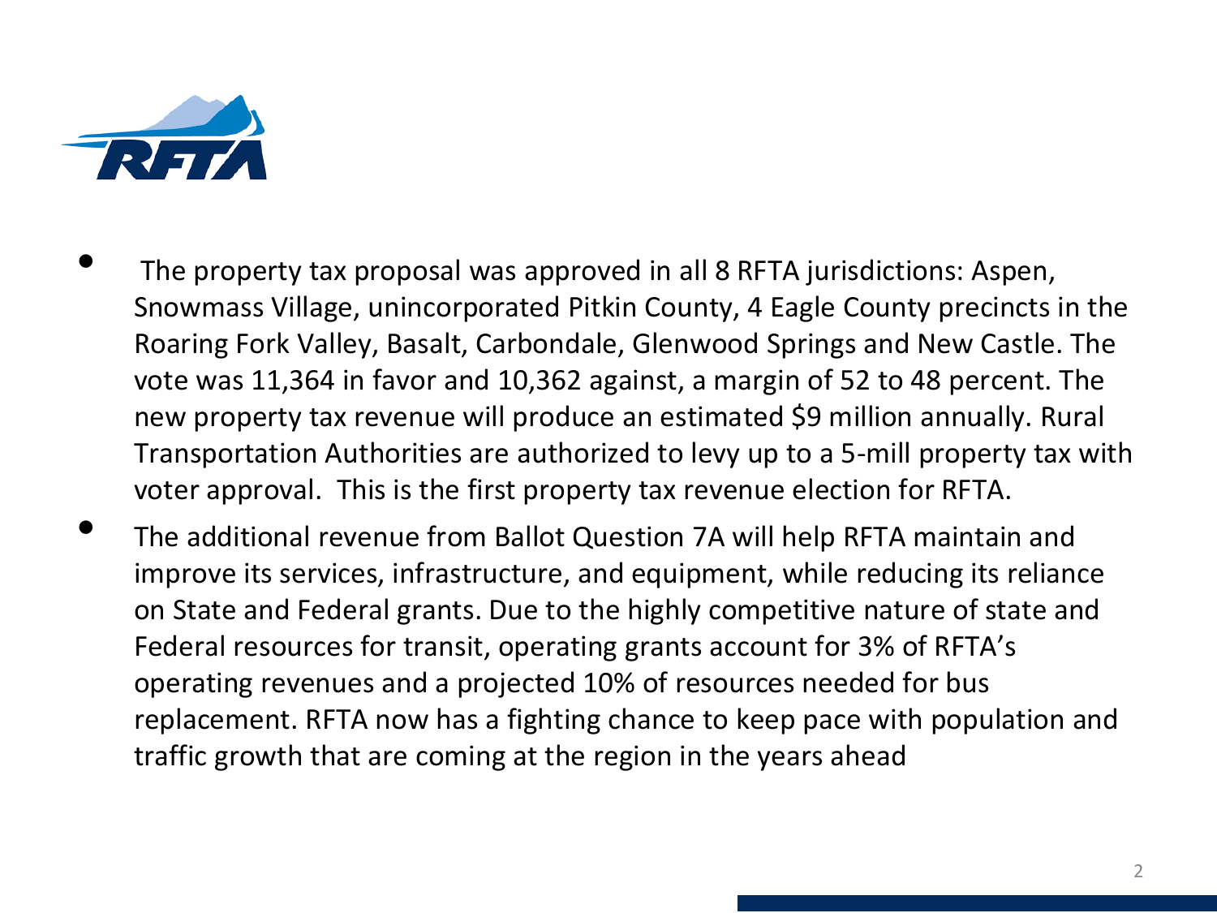- The property tax proposal was approved in all 8 RFTA jurisdictions: Aspen, Snowmass Village, unincorporated Pitkin County, 4 Eagle County precincts in the Roaring Fork Valley, Basalt, Carbondale, Glenwood Springs and New Castle. The vote was 11,364 in favor and 10,362 against, a margin of 52 to 48 percent. The new property tax revenue will produce an estimated $9 million annually. Rural Transportation Authorities are authorized to levy up to a 5-mill property tax with voter approval. This is the first property tax revenue election for RFTA.
- The additional revenue from Ballot Question 7A will help RFTA maintain and improve its services, infrastructure, and equipment, while reducing its reliance on State and Federal grants. Due to the highly competitive nature of state and Federal resources for transit, operating grants account for 3% of RFTA's operating revenues and a projected 10% of resources needed for bus replacement. RFTA now has a fighting chance to keep pace with population and traffic growth that are coming at the region in the years ahead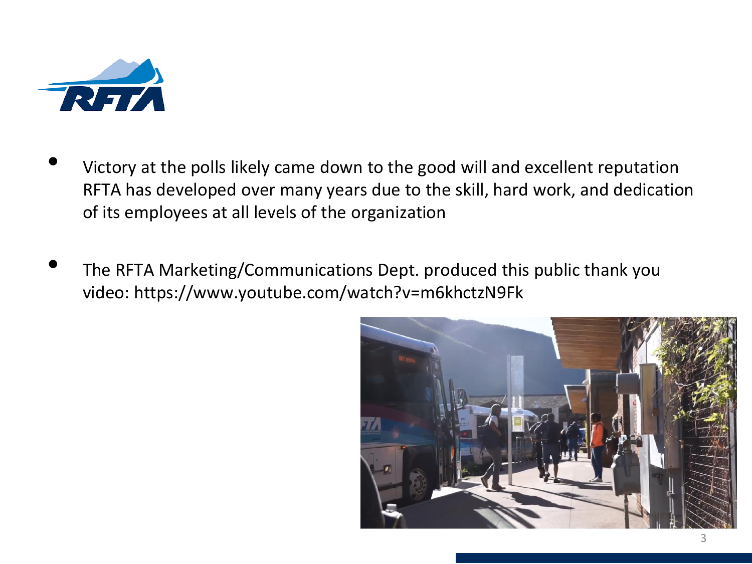- Victory at the polls likely came down to the good will and excellent reputation RFTA has developed over many years due to the skill, hard work, and dedication of its employees at all levels of the organization

- The RFTA Marketing/Communications Dept. produced this public thank you video: https://www.youtube.com/watch?v=m6khctzN9Fk